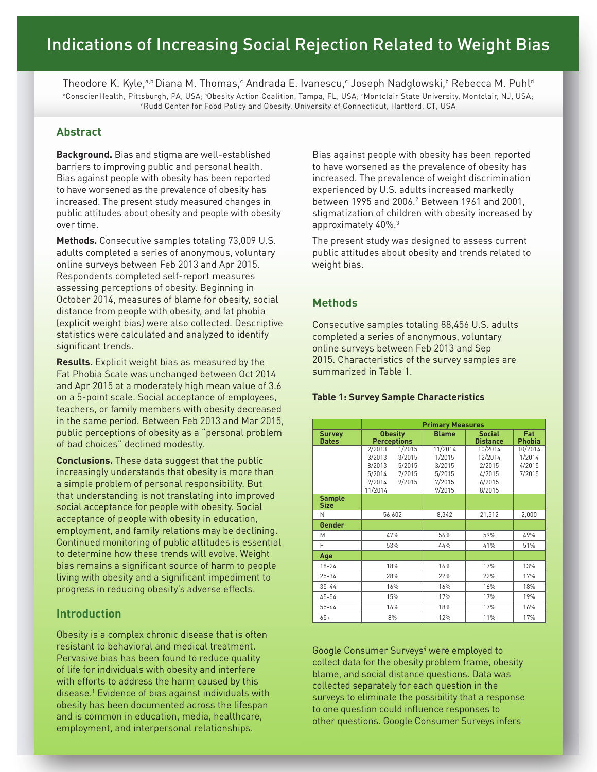# Indications of Increasing Social Rejection Related to Weight Bias

Theodore K. Kyle,[a,b] Diana M. Thomas,[c] Andrada E. Ivanescu,[c] Joseph Nadglowski,[b] Rebecca M. Puhl[d]

[a]ConscienHealth, Pittsburgh, PA, USA; [b]Obesity Action Coalition, Tampa, FL, USA; [c]Montclair State University, Montclair, NJ, USA; [d]Rudd Center for Food Policy and Obesity, University of Connecticut, Hartford, CT, USA

## Abstract

**Background.** Bias and stigma are well-established barriers to improving public and personal health. Bias against people with obesity has been reported to have worsened as the prevalence of obesity has increased. The present study measured changes in public attitudes about obesity and people with obesity over time.

**Methods.** Consecutive samples totaling 73,009 U.S. adults completed a series of anonymous, voluntary online surveys between Feb 2013 and Apr 2015. Respondents completed self-report measures assessing perceptions of obesity. Beginning in October 2014, measures of blame for obesity, social distance from people with obesity, and fat phobia (explicit weight bias) were also collected. Descriptive statistics were calculated and analyzed to identify significant trends.

**Results.** Explicit weight bias as measured by the Fat Phobia Scale was unchanged between Oct 2014 and Apr 2015 at a moderately high mean value of 3.6 on a 5-point scale. Social acceptance of employees, teachers, or family members with obesity decreased in the same period. Between Feb 2013 and Mar 2015, public perceptions of obesity as a "personal problem of bad choices" declined modestly.

**Conclusions.** These data suggest that the public increasingly understands that obesity is more than a simple problem of personal responsibility. But that understanding is not translating into improved social acceptance for people with obesity. Social acceptance of people with obesity in education, employment, and family relations may be declining. Continued monitoring of public attitudes is essential to determine how these trends will evolve. Weight bias remains a significant source of harm to people living with obesity and a significant impediment to progress in reducing obesity's adverse effects.

## Introduction

Obesity is a complex chronic disease that is often resistant to behavioral and medical treatment. Pervasive bias has been found to reduce quality of life for individuals with obesity and interfere with efforts to address the harm caused by this disease.[1] Evidence of bias against individuals with obesity has been documented across the lifespan and is common in education, media, healthcare, employment, and interpersonal relationships.

Bias against people with obesity has been reported to have worsened as the prevalence of obesity has increased. The prevalence of weight discrimination experienced by U.S. adults increased markedly between 1995 and 2006.[2] Between 1961 and 2001, stigmatization of children with obesity increased by approximately 40%.[3]

The present study was designed to assess current public attitudes about obesity and trends related to weight bias.

## Methods

Consecutive samples totaling 88,456 U.S. adults completed a series of anonymous, voluntary online surveys between Feb 2013 and Sep 2015. Characteristics of the survey samples are summarized in Table 1.

**Table 1: Survey Sample Characteristics**

| | Primary Measures | | | | |
|---|---|---|---|---|---|
| **Survey Dates** | **Obesity Perceptions** | | **Blame** | **Social Distance** | **Fat Phobia** |
| | 2/2013<br>3/2013<br>8/2013<br>5/2014<br>9/2014<br>11/2014 | 1/2015<br>3/2015<br>5/2015<br>7/2015<br>9/2015 | 11/2014<br>1/2015<br>3/2015<br>5/2015<br>7/2015<br>9/2015 | 10/2014<br>12/2014<br>2/2015<br>4/2015<br>6/2015<br>8/2015 | 10/2014<br>1/2014<br>4/2015<br>7/2015 |
| **Sample Size** | | | | | |
| N | 56,602 | | 8,342 | 21,512 | 2,000 |
| **Gender** | | | | | |
| M | 47% | | 56% | 59% | 49% |
| F | 53% | | 44% | 41% | 51% |
| **Age** | | | | | |
| 18-24 | 18% | | 16% | 17% | 13% |
| 25-34 | 28% | | 22% | 22% | 17% |
| 35-44 | 16% | | 16% | 16% | 18% |
| 45-54 | 15% | | 17% | 17% | 19% |
| 55-64 | 16% | | 18% | 17% | 16% |
| 65+ | 8% | | 12% | 11% | 17% |

Google Consumer Surveys[4] were employed to collect data for the obesity problem frame, obesity blame, and social distance questions. Data was collected separately for each question in the surveys to eliminate the possibility that a response to one question could influence responses to other questions. Google Consumer Surveys infers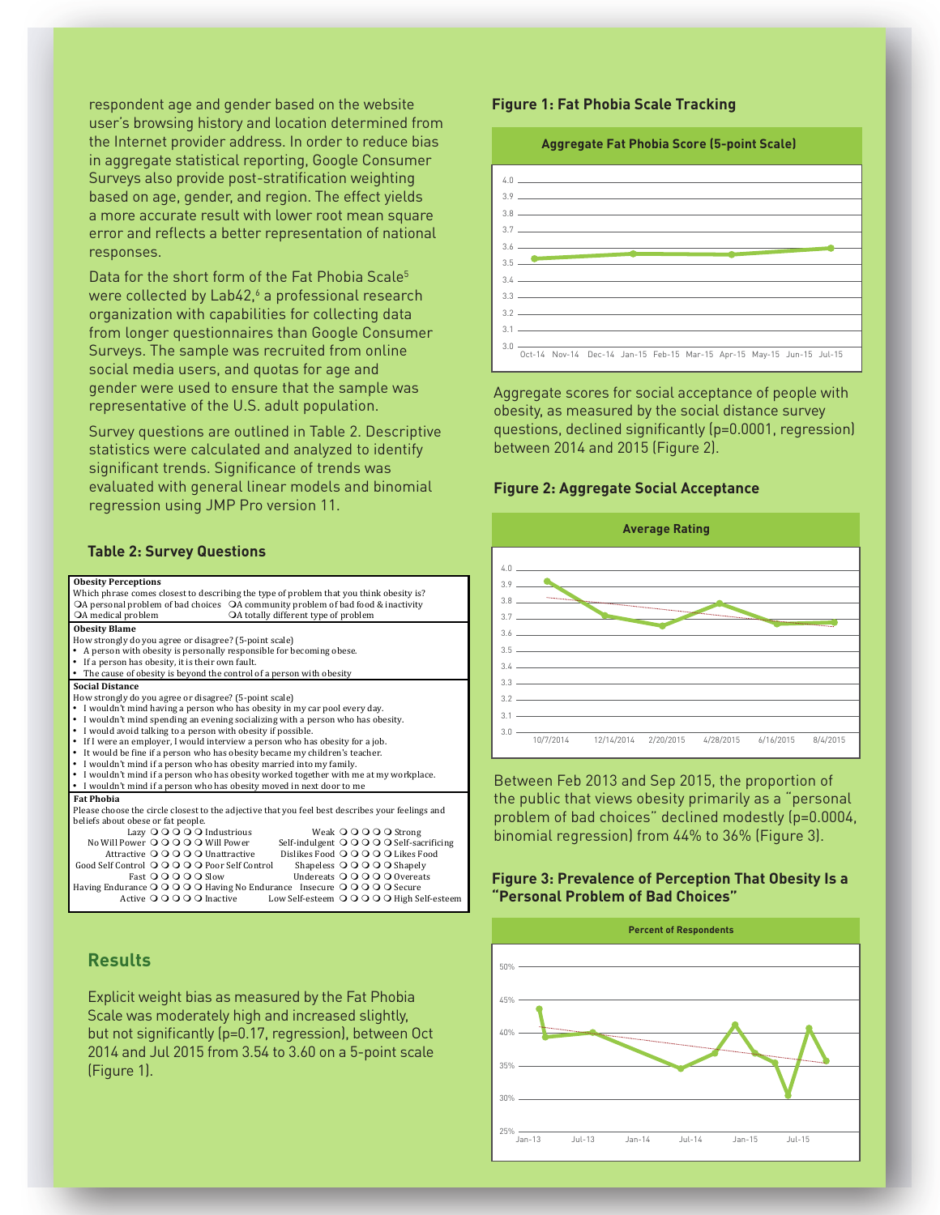respondent age and gender based on the website user's browsing history and location determined from the Internet provider address. In order to reduce bias in aggregate statistical reporting, Google Consumer Surveys also provide post-stratification weighting based on age, gender, and region. The effect yields a more accurate result with lower root mean square error and reflects a better representation of national responses.

Data for the short form of the Fat Phobia Scale[5] were collected by Lab42,[6] a professional research organization with capabilities for collecting data from longer questionnaires than Google Consumer Surveys. The sample was recruited from online social media users, and quotas for age and gender were used to ensure that the sample was representative of the U.S. adult population.

Survey questions are outlined in Table 2. Descriptive statistics were calculated and analyzed to identify significant trends. Significance of trends was evaluated with general linear models and binomial regression using JMP Pro version 11.

**Table 2: Survey Questions**

**Obesity Perceptions**

Which phrase comes closest to describing the type of problem that you think obesity is?

- ❍ A personal problem of bad choices
- ❍ A community problem of bad food & inactivity
- ❍ A medical problem
- ❍ A totally different type of problem

**Obesity Blame**

How strongly do you agree or disagree? (5-point scale)

- A person with obesity is personally responsible for becoming obese.
- If a person has obesity, it is their own fault.
- The cause of obesity is beyond the control of a person with obesity

**Social Distance**

How strongly do you agree or disagree? (5-point scale)

- I wouldn't mind having a person who has obesity in my car pool every day.
- I wouldn't mind spending an evening socializing with a person who has obesity.
- I would avoid talking to a person with obesity if possible.
- If I were an employer, I would interview a person who has obesity for a job.
- It would be fine if a person who has obesity became my children's teacher.
- I wouldn't mind if a person who has obesity married into my family.
- I wouldn't mind if a person who has obesity worked together with me at my workplace.
- I wouldn't mind if a person who has obesity moved in next door to me

**Fat Phobia**

Please choose the circle closest to the adjective that you feel best describes your feelings and beliefs about obese or fat people.

| | | | |
|---|---|---|---|
| Lazy ❍❍❍❍❍ Industrious | | Weak ❍❍❍❍❍ Strong | |
| No Will Power ❍❍❍❍❍ Will Power | | Self-indulgent ❍❍❍❍❍ Self-sacrificing | |
| Attractive ❍❍❍❍❍ Unattractive | | Dislikes Food ❍❍❍❍❍ Likes Food | |
| Good Self Control ❍❍❍❍❍ Poor Self Control | | Shapeless ❍❍❍❍❍ Shapely | |
| Fast ❍❍❍❍❍ Slow | | Undereats ❍❍❍❍❍ Overeats | |
| Having Endurance ❍❍❍❍❍ Having No Endurance | | Insecure ❍❍❍❍❍ Secure | |
| Active ❍❍❍❍❍ Inactive | | Low Self-esteem ❍❍❍❍❍ High Self-esteem | |

## Results

Explicit weight bias as measured by the Fat Phobia Scale was moderately high and increased slightly, but not significantly ($p=0.17$, regression), between Oct 2014 and Jul 2015 from 3.54 to 3.60 on a 5-point scale (Figure 1).

**Figure 1: Fat Phobia Scale Tracking**

Aggregate Fat Phobia Score (5-point Scale)

Aggregate scores for social acceptance of people with obesity, as measured by the social distance survey questions, declined significantly ($p=0.0001$, regression) between 2014 and 2015 (Figure 2).

**Figure 2: Aggregate Social Acceptance**

Average Rating

Between Feb 2013 and Sep 2015, the proportion of the public that views obesity primarily as a "personal problem of bad choices" declined modestly ($p=0.0004$, binomial regression) from 44% to 36% (Figure 3).

**Figure 3: Prevalence of Perception That Obesity Is a "Personal Problem of Bad Choices"**

Percent of Respondents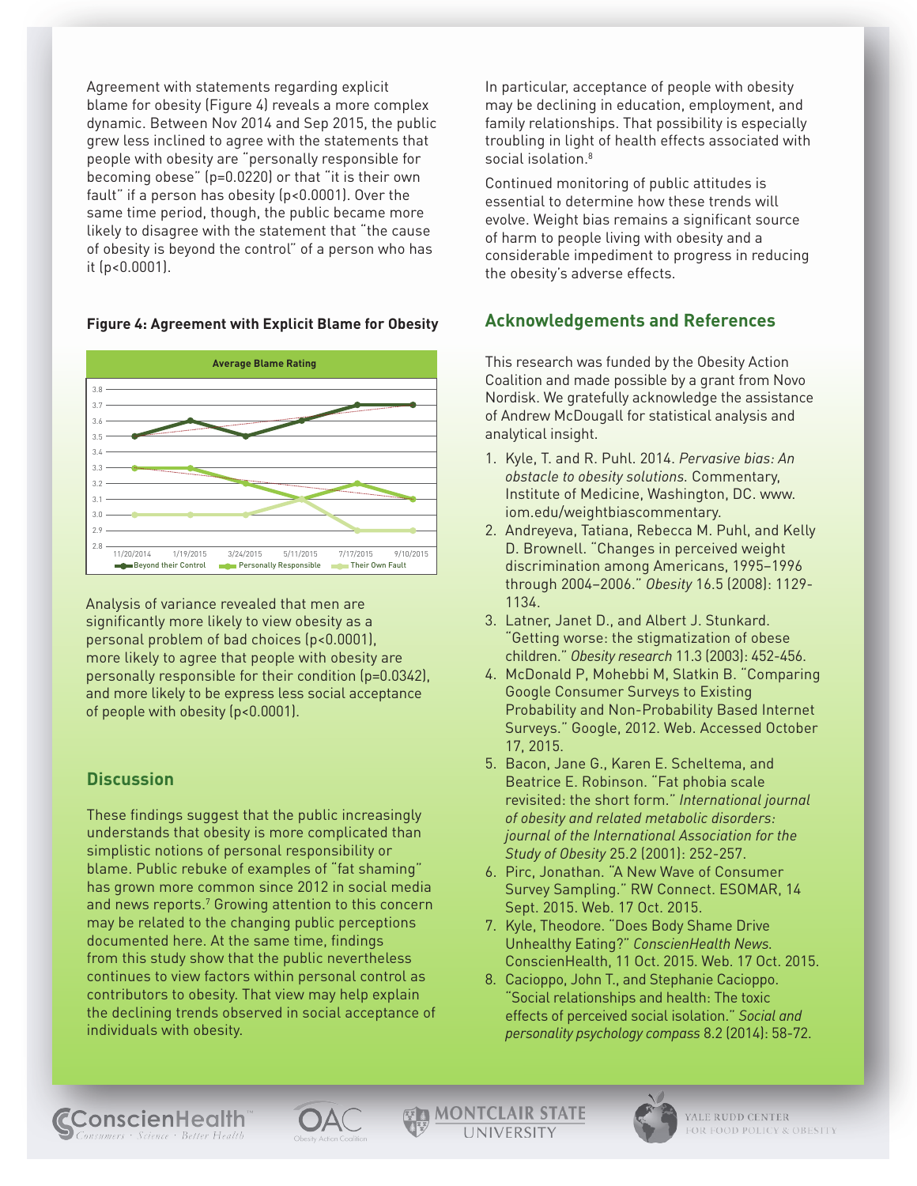Agreement with statements regarding explicit blame for obesity (Figure 4) reveals a more complex dynamic. Between Nov 2014 and Sep 2015, the public grew less inclined to agree with the statements that people with obesity are "personally responsible for becoming obese" ($p=0.0220$) or that "it is their own fault" if a person has obesity ($p<0.0001$). Over the same time period, though, the public became more likely to disagree with the statement that "the cause of obesity is beyond the control" of a person who has it ($p<0.0001$).

**Figure 4: Agreement with Explicit Blame for Obesity**

Average Blame Rating

3.8
3.7
3.6
3.5
3.4
3.3
3.2
3.1
3.0
2.9
2.8

11/20/2014
1/19/2015
3/24/2015
5/11/2015
7/17/2015
9/10/2015

Beyond their Control
Personally Responsible
Their Own Fault

Analysis of variance revealed that men are significantly more likely to view obesity as a personal problem of bad choices ($p<0.0001$), more likely to agree that people with obesity are personally responsible for their condition ($p=0.0342$), and more likely to be express less social acceptance of people with obesity ($p<0.0001$).

## Discussion

These findings suggest that the public increasingly understands that obesity is more complicated than simplistic notions of personal responsibility or blame. Public rebuke of examples of "fat shaming" has grown more common since 2012 in social media and news reports.[7] Growing attention to this concern may be related to the changing public perceptions documented here. At the same time, findings from this study show that the public nevertheless continues to view factors within personal control as contributors to obesity. That view may help explain the declining trends observed in social acceptance of individuals with obesity.

In particular, acceptance of people with obesity may be declining in education, employment, and family relationships. That possibility is especially troubling in light of health effects associated with social isolation.[8]

Continued monitoring of public attitudes is essential to determine how these trends will evolve. Weight bias remains a significant source of harm to people living with obesity and a considerable impediment to progress in reducing the obesity's adverse effects.

## Acknowledgements and References

This research was funded by the Obesity Action Coalition and made possible by a grant from Novo Nordisk. We gratefully acknowledge the assistance of Andrew McDougall for statistical analysis and analytical insight.

1. Kyle, T. and R. Puhl. 2014. *Pervasive bias: An obstacle to obesity solutions.* Commentary, Institute of Medicine, Washington, DC. www.iom.edu/weightbiascommentary.
2. Andreyeva, Tatiana, Rebecca M. Puhl, and Kelly D. Brownell. "Changes in perceived weight discrimination among Americans, 1995–1996 through 2004–2006." *Obesity* 16.5 (2008): 1129-1134.
3. Latner, Janet D., and Albert J. Stunkard. "Getting worse: the stigmatization of obese children." *Obesity research* 11.3 (2003): 452-456.
4. McDonald P, Mohebbi M, Slatkin B. "Comparing Google Consumer Surveys to Existing Probability and Non-Probability Based Internet Surveys." Google, 2012. Web. Accessed October 17, 2015.
5. Bacon, Jane G., Karen E. Scheltema, and Beatrice E. Robinson. "Fat phobia scale revisited: the short form." *International journal of obesity and related metabolic disorders: journal of the International Association for the Study of Obesity* 25.2 (2001): 252-257.
6. Pirc, Jonathan. "A New Wave of Consumer Survey Sampling." RW Connect. ESOMAR, 14 Sept. 2015. Web. 17 Oct. 2015.
7. Kyle, Theodore. "Does Body Shame Drive Unhealthy Eating?" *ConscienHealth News.* ConscienHealth, 11 Oct. 2015. Web. 17 Oct. 2015.
8. Cacioppo, John T., and Stephanie Cacioppo. "Social relationships and health: The toxic effects of perceived social isolation." *Social and personality psychology compass* 8.2 (2014): 58-72.